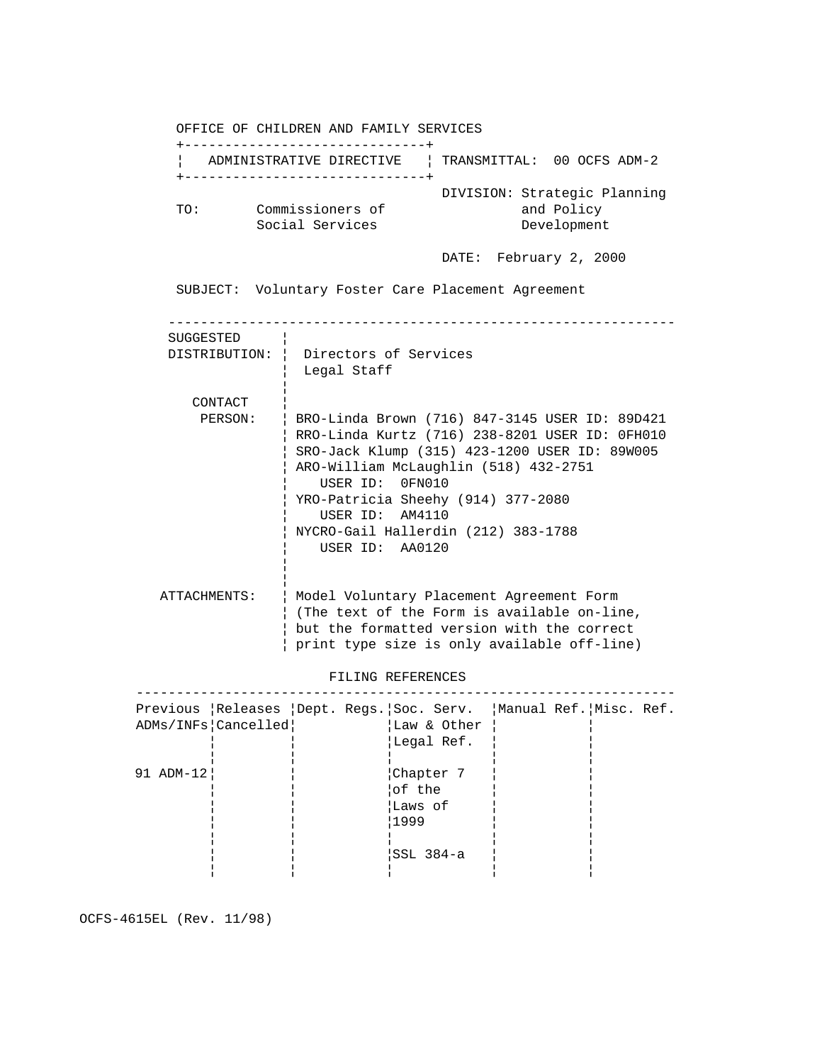OFFICE OF CHILDREN AND FAMILY SERVICES

| ADMINISTRATIVE DIRECTIVE | TRANSMITTAL: 00 OCFS ADM-2 |
|---|---|

TO: Commissioners of Social Services

DIVISION: Strategic Planning and Policy Development

DATE: February 2, 2000

SUBJECT: Voluntary Foster Care Placement Agreement

---

**SUGGESTED DISTRIBUTION:** Directors of Services
Legal Staff

**CONTACT PERSON:**
BRO-Linda Brown (716) 847-3145 USER ID: 89D421
RRO-Linda Kurtz (716) 238-8201 USER ID: 0FH010
SRO-Jack Klump (315) 423-1200 USER ID: 89W005
ARO-William McLaughlin (518) 432-2751 USER ID: 0FN010
YRO-Patricia Sheehy (914) 377-2080 USER ID: AM4110
NYCRO-Gail Hallerdin (212) 383-1788 USER ID: AA0120

**ATTACHMENTS:** Model Voluntary Placement Agreement Form (The text of the Form is available on-line, but the formatted version with the correct print type size is only available off-line)

FILING REFERENCES

| Previous ADMs/INFs | Releases Cancelled | Dept. Regs. | Soc. Serv. Law & Other Legal Ref. | Manual Ref. | Misc. Ref. |
|---|---|---|---|---|---|
| 91 ADM-12 | | | Chapter 7 of the Laws of 1999 | | |
| | | | SSL 384-a | | |

OCFS-4615EL (Rev. 11/98)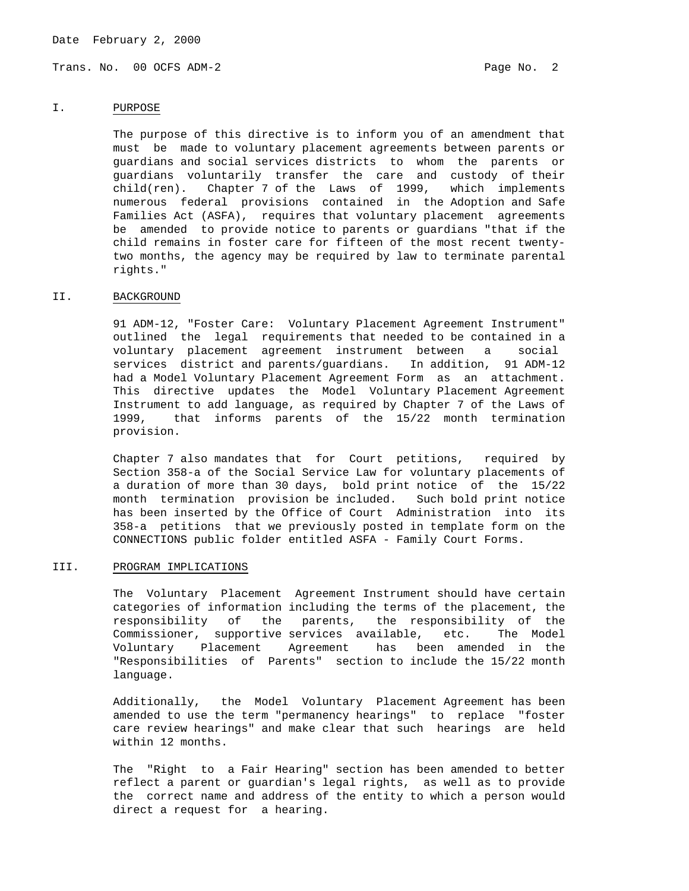## I. PURPOSE

The purpose of this directive is to inform you of an amendment that must be made to voluntary placement agreements between parents or guardians and social services districts to whom the parents or guardians voluntarily transfer the care and custody of their child(ren). Chapter 7 of the Laws of 1999, which implements numerous federal provisions contained in the Adoption and Safe Families Act (ASFA), requires that voluntary placement agreements be amended to provide notice to parents or guardians "that if the child remains in foster care for fifteen of the most recent twenty-two months, the agency may be required by law to terminate parental rights."

## II. BACKGROUND

91 ADM-12, "Foster Care: Voluntary Placement Agreement Instrument" outlined the legal requirements that needed to be contained in a voluntary placement agreement instrument between a social services district and parents/guardians. In addition, 91 ADM-12 had a Model Voluntary Placement Agreement Form as an attachment. This directive updates the Model Voluntary Placement Agreement Instrument to add language, as required by Chapter 7 of the Laws of 1999, that informs parents of the 15/22 month termination provision.

Chapter 7 also mandates that for Court petitions, required by Section 358-a of the Social Service Law for voluntary placements of a duration of more than 30 days, bold print notice of the 15/22 month termination provision be included. Such bold print notice has been inserted by the Office of Court Administration into its 358-a petitions that we previously posted in template form on the CONNECTIONS public folder entitled ASFA - Family Court Forms.

## III. PROGRAM IMPLICATIONS

The Voluntary Placement Agreement Instrument should have certain categories of information including the terms of the placement, the responsibility of the parents, the responsibility of the Commissioner, supportive services available, etc. The Model Voluntary Placement Agreement has been amended in the "Responsibilities of Parents" section to include the 15/22 month language.

Additionally, the Model Voluntary Placement Agreement has been amended to use the term "permanency hearings" to replace "foster care review hearings" and make clear that such hearings are held within 12 months.

The "Right to a Fair Hearing" section has been amended to better reflect a parent or guardian's legal rights, as well as to provide the correct name and address of the entity to which a person would direct a request for a hearing.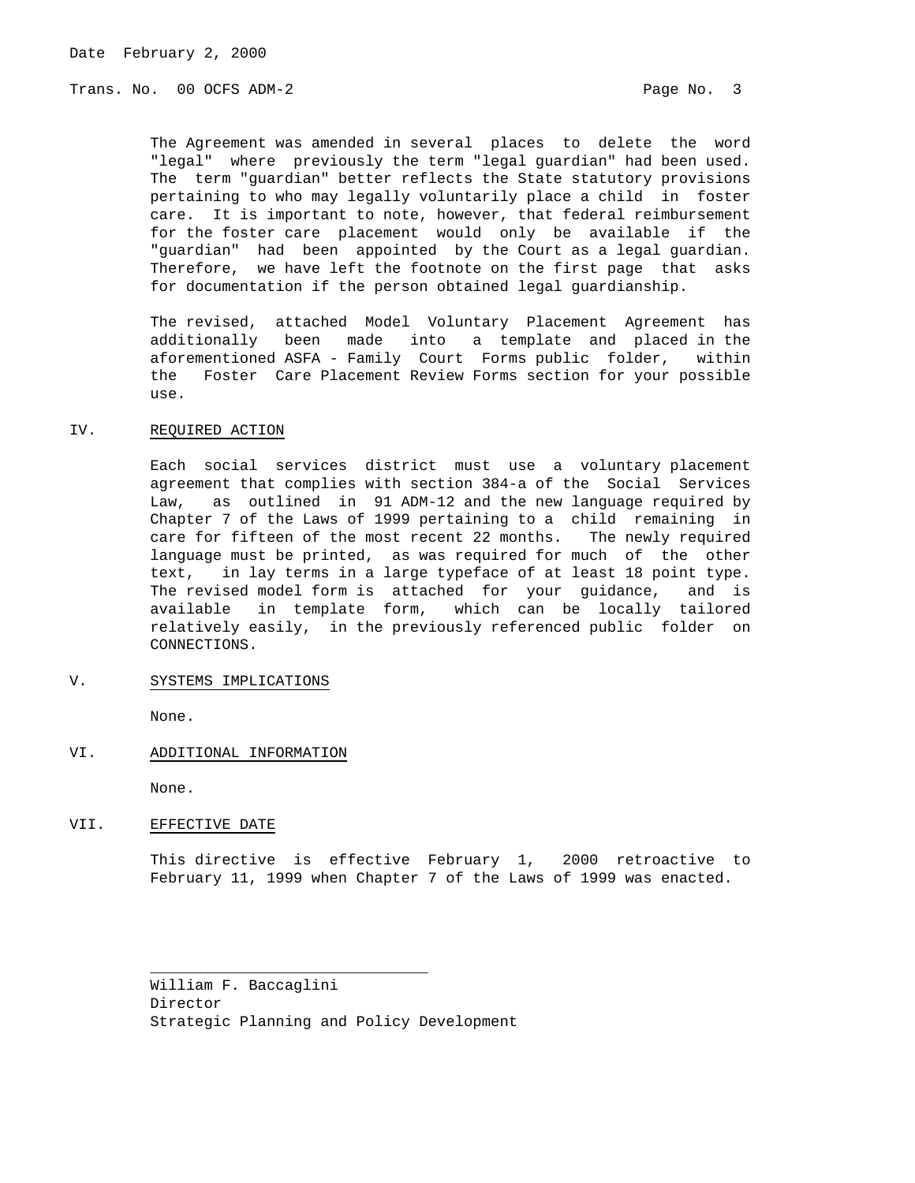The Agreement was amended in several places to delete the word "legal" where previously the term "legal guardian" had been used. The term "guardian" better reflects the State statutory provisions pertaining to who may legally voluntarily place a child in foster care. It is important to note, however, that federal reimbursement for the foster care placement would only be available if the "guardian" had been appointed by the Court as a legal guardian. Therefore, we have left the footnote on the first page that asks for documentation if the person obtained legal guardianship.

The revised, attached Model Voluntary Placement Agreement has additionally been made into a template and placed in the aforementioned ASFA - Family Court Forms public folder, within the Foster Care Placement Review Forms section for your possible use.

## IV. REQUIRED ACTION

Each social services district must use a voluntary placement agreement that complies with section 384-a of the Social Services Law, as outlined in 91 ADM-12 and the new language required by Chapter 7 of the Laws of 1999 pertaining to a child remaining in care for fifteen of the most recent 22 months. The newly required language must be printed, as was required for much of the other text, in lay terms in a large typeface of at least 18 point type. The revised model form is attached for your guidance, and is available in template form, which can be locally tailored relatively easily, in the previously referenced public folder on CONNECTIONS.

## V. SYSTEMS IMPLICATIONS

None.

## VI. ADDITIONAL INFORMATION

None.

## VII. EFFECTIVE DATE

This directive is effective February 1, 2000 retroactive to February 11, 1999 when Chapter 7 of the Laws of 1999 was enacted.

_______________________________

William F. Baccaglini
Director
Strategic Planning and Policy Development